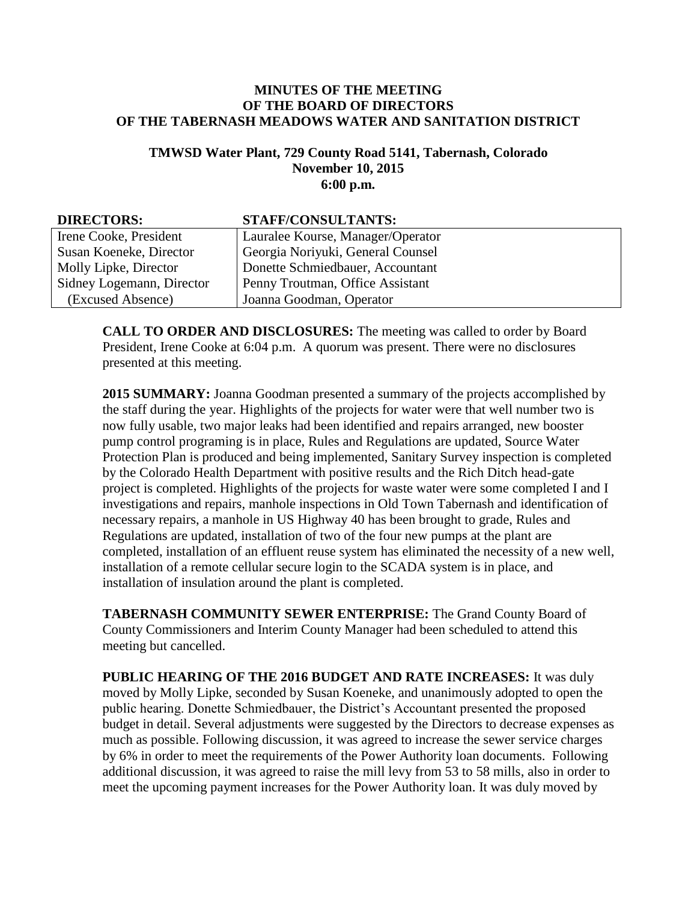# MINUTES OF THE MEETING OF THE BOARD OF DIRECTORS OF THE TABERNASH MEADOWS WATER AND SANITATION DISTRICT

## TMWSD Water Plant, 729 County Road 5141, Tabernash, Colorado November 10, 2015 6:00 p.m.

| DIRECTORS: | STAFF/CONSULTANTS: |
|---|---|
| Irene Cooke, President | Lauralee Kourse, Manager/Operator |
| Susan Koeneke, Director | Georgia Noriyuki, General Counsel |
| Molly Lipke, Director | Donette Schmiedbauer, Accountant |
| Sidney Logemann, Director | Penny Troutman, Office Assistant |
| (Excused Absence) | Joanna Goodman, Operator |

**CALL TO ORDER AND DISCLOSURES:** The meeting was called to order by Board President, Irene Cooke at 6:04 p.m. A quorum was present. There were no disclosures presented at this meeting.

**2015 SUMMARY:** Joanna Goodman presented a summary of the projects accomplished by the staff during the year. Highlights of the projects for water were that well number two is now fully usable, two major leaks had been identified and repairs arranged, new booster pump control programing is in place, Rules and Regulations are updated, Source Water Protection Plan is produced and being implemented, Sanitary Survey inspection is completed by the Colorado Health Department with positive results and the Rich Ditch head-gate project is completed. Highlights of the projects for waste water were some completed I and I investigations and repairs, manhole inspections in Old Town Tabernash and identification of necessary repairs, a manhole in US Highway 40 has been brought to grade, Rules and Regulations are updated, installation of two of the four new pumps at the plant are completed, installation of an effluent reuse system has eliminated the necessity of a new well, installation of a remote cellular secure login to the SCADA system is in place, and installation of insulation around the plant is completed.

**TABERNASH COMMUNITY SEWER ENTERPRISE:** The Grand County Board of County Commissioners and Interim County Manager had been scheduled to attend this meeting but cancelled.

**PUBLIC HEARING OF THE 2016 BUDGET AND RATE INCREASES:** It was duly moved by Molly Lipke, seconded by Susan Koeneke, and unanimously adopted to open the public hearing. Donette Schmiedbauer, the District's Accountant presented the proposed budget in detail. Several adjustments were suggested by the Directors to decrease expenses as much as possible. Following discussion, it was agreed to increase the sewer service charges by 6% in order to meet the requirements of the Power Authority loan documents. Following additional discussion, it was agreed to raise the mill levy from 53 to 58 mills, also in order to meet the upcoming payment increases for the Power Authority loan. It was duly moved by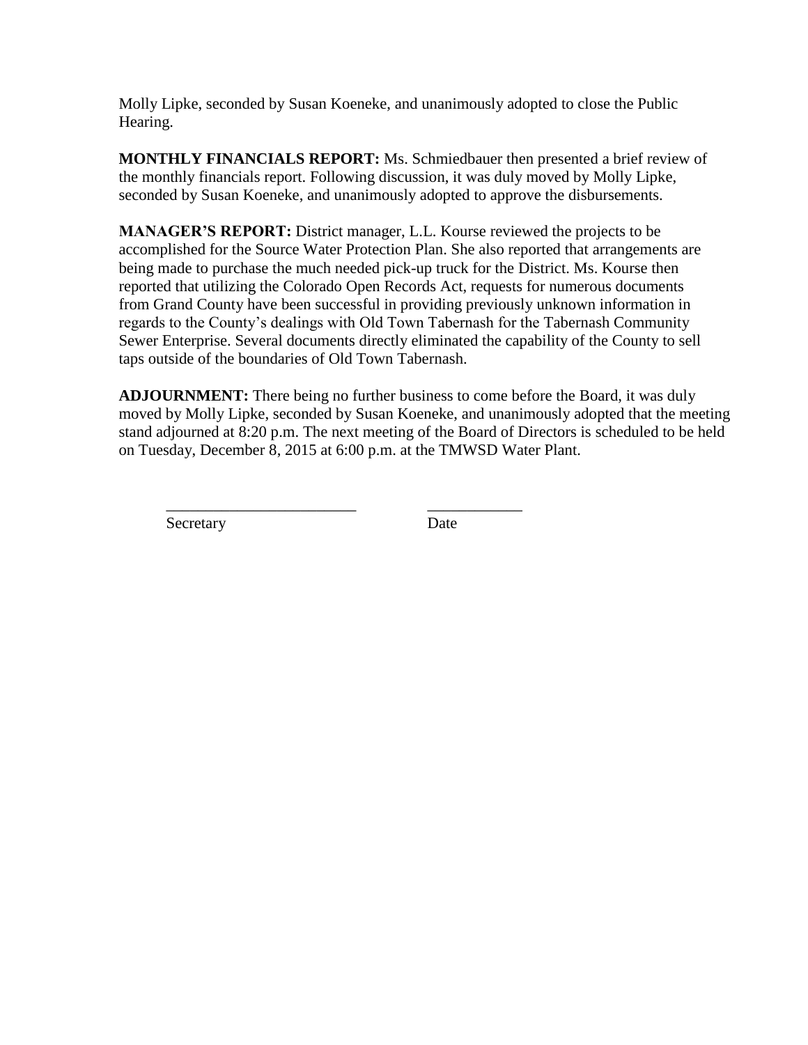Molly Lipke, seconded by Susan Koeneke, and unanimously adopted to close the Public Hearing.

**MONTHLY FINANCIALS REPORT:** Ms. Schmiedbauer then presented a brief review of the monthly financials report. Following discussion, it was duly moved by Molly Lipke, seconded by Susan Koeneke, and unanimously adopted to approve the disbursements.

**MANAGER'S REPORT:** District manager, L.L. Kourse reviewed the projects to be accomplished for the Source Water Protection Plan. She also reported that arrangements are being made to purchase the much needed pick-up truck for the District. Ms. Kourse then reported that utilizing the Colorado Open Records Act, requests for numerous documents from Grand County have been successful in providing previously unknown information in regards to the County's dealings with Old Town Tabernash for the Tabernash Community Sewer Enterprise. Several documents directly eliminated the capability of the County to sell taps outside of the boundaries of Old Town Tabernash.

**ADJOURNMENT:** There being no further business to come before the Board, it was duly moved by Molly Lipke, seconded by Susan Koeneke, and unanimously adopted that the meeting stand adjourned at 8:20 p.m. The next meeting of the Board of Directors is scheduled to be held on Tuesday, December 8, 2015 at 6:00 p.m. at the TMWSD Water Plant.

________________________ ____________

Secretary Date